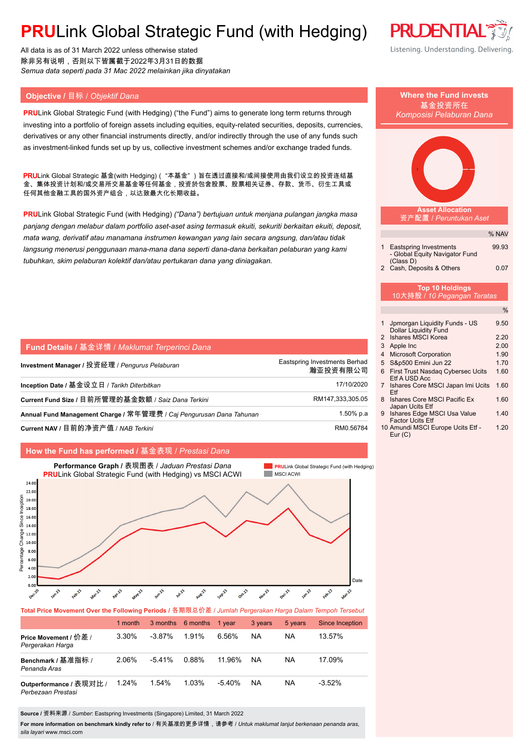# **PRU**Link Global Strategic Fund (with Hedging)

All data is as of 31 March 2022 unless otherwise stated
除非另有说明，否则以下皆属截于2022年3月31日的数据
*Semua data seperti pada 31 Mac 2022 melainkan jika dinyatakan*

PRUDENTIAL
Listening. Understanding. Delivering.

## Objective / 目标 / *Objektif Dana*

**PRU**Link Global Strategic Fund (with Hedging) ("the Fund") aims to generate long term returns through investing into a portfolio of foreign assets including equities, equity-related securities, deposits, currencies, derivatives or any other financial instruments directly, and/or indirectly through the use of any funds such as investment-linked funds set up by us, collective investment schemes and/or exchange traded funds.

**PRU**Link Global Strategic 基金(with Hedging)（"本基金"）旨在透过直接和/或间接使用由我们设立的投资连结基金、集体投资计划和/或交易所交易基金等任何基金，投资於包含股票、股票相关证券、存款、货币、衍生工具或任何其他金融工具的国外资产组合，以达致最大化长期收益。

**PRU**Link Global Strategic Fund (with Hedging) *("Dana") bertujuan untuk menjana pulangan jangka masa panjang dengan melabur dalam portfolio aset-aset asing termasuk ekuiti, sekuriti berkaitan ekuiti, deposit, mata wang, derivatif atau manamana instrumen kewangan yang lain secara angsung, dan/atau tidak langsung menerusi penggunaan mana-mana dana seperti dana-dana berkaitan pelaburan yang kami tubuhkan, skim pelaburan kolektif dan/atau pertukaran dana yang diniagakan.*

## Where the Fund invests / 基金投资所在 / *Komposisi Pelaburan Dana*

### Asset Allocation / 资产配置 / *Peruntukan Aset*

| | | % NAV |
|---|---|---|
| 1 | Eastspring Investments - Global Equity Navigator Fund (Class D) | 99.93 |
| 2 | Cash, Deposits & Others | 0.07 |

### Top 10 Holdings / 10大持股 / *10 Pegangan Teratas*

| | | % |
|---|---|---|
| 1 | Jpmorgan Liquidity Funds - US Dollar Liquidity Fund | 9.50 |
| 2 | Ishares MSCI Korea | 2.20 |
| 3 | Apple Inc | 2.00 |
| 4 | Microsoft Corporation | 1.90 |
| 5 | S&p500 Emini Jun 22 | 1.70 |
| 6 | First Trust Nasdaq Cybersec Ucits Etf A USD Acc | 1.60 |
| 7 | Ishares Core MSCI Japan Imi Ucits Etf | 1.60 |
| 8 | Ishares Core MSCI Pacific Ex Japan Ucits Etf | 1.60 |
| 9 | Ishares Edge MSCI Usa Value Factor Ucits Etf | 1.40 |
| 10 | Amundi MSCI Europe Ucits Etf - Eur (C) | 1.20 |

## Fund Details / 基金详情 / *Maklumat Terperinci Dana*

| | |
|---|---|
| **Investment Manager** / 投资经理 / *Pengurus Pelaburan* | Eastspring Investments Berhad 瀚亚投资有限公司 |
| **Inception Date** / 基金设立日 / *Tarikh Diterbitkan* | 17/10/2020 |
| **Current Fund Size** / 目前所管理的基金数额 / *Saiz Dana Terkini* | RM147,333,305.05 |
| **Annual Fund Management Charge** / 常年管理费 / *Caj Pengurusan Dana Tahunan* | 1.50% p.a |
| **Current NAV** / 目前的净资产值 / *NAB Terkini* | RM0.56784 |

## How the Fund has performed / 基金表现 / *Prestasi Dana*

**Performance Graph** / 表现图表 / *Jaduan Prestasi Dana*
**PRU**Link Global Strategic Fund (with Hedging) vs MSCI ACWI

**Total Price Movement Over the Following Periods** / 各期限总价差 / *Jumlah Pergerakan Harga Dalam Tempoh Tersebut*

| | 1 month | 3 months | 6 months | 1 year | 3 years | 5 years | Since Inception |
|---|---|---|---|---|---|---|---|
| **Price Movement** / 价差 / *Pergerakan Harga* | 3.30% | -3.87% | 1.91% | 6.56% | NA | NA | 13.57% |
| **Benchmark** / 基准指标 / *Penanda Aras* | 2.06% | -5.41% | 0.88% | 11.96% | NA | NA | 17.09% |
| **Outperformance** / 表现对比 / *Perbezaan Prestasi* | 1.24% | 1.54% | 1.03% | -5.40% | NA | NA | -3.52% |

**Source** / 资料来源 / *Sumber*: Eastspring Investments (Singapore) Limited, 31 March 2022

**For more information on benchmark kindly refer to** / 有关基准的更多详情，请参考 / *Untuk maklumat lanjut berkenaan penanda aras, sila layari* www.msci.com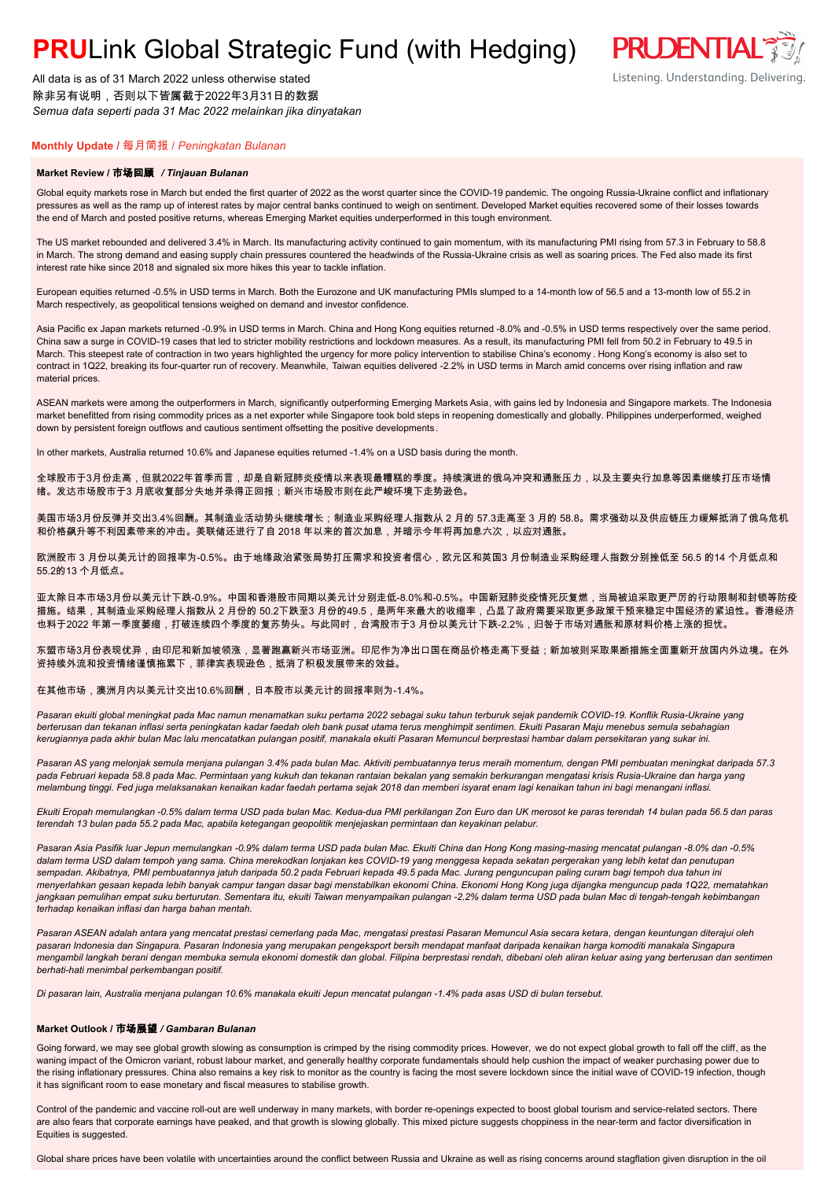# PRULink Global Strategic Fund (with Hedging)

All data is as of 31 March 2022 unless otherwise stated
除非另有说明，否则以下皆属截于2022年3月31日的数据
*Semua data seperti pada 31 Mac 2022 melainkan jika dinyatakan*

## Monthly Update / 每月简报 / *Peningkatan Bulanan*

### Market Review / 市场回顾 / *Tinjauan Bulanan*

Global equity markets rose in March but ended the first quarter of 2022 as the worst quarter since the COVID-19 pandemic. The ongoing Russia-Ukraine conflict and inflationary pressures as well as the ramp up of interest rates by major central banks continued to weigh on sentiment. Developed Market equities recovered some of their losses towards the end of March and posted positive returns, whereas Emerging Market equities underperformed in this tough environment.

The US market rebounded and delivered 3.4% in March. Its manufacturing activity continued to gain momentum, with its manufacturing PMI rising from 57.3 in February to 58.8 in March. The strong demand and easing supply chain pressures countered the headwinds of the Russia-Ukraine crisis as well as soaring prices. The Fed also made its first interest rate hike since 2018 and signaled six more hikes this year to tackle inflation.

European equities returned -0.5% in USD terms in March. Both the Eurozone and UK manufacturing PMIs slumped to a 14-month low of 56.5 and a 13-month low of 55.2 in March respectively, as geopolitical tensions weighed on demand and investor confidence.

Asia Pacific ex Japan markets returned -0.9% in USD terms in March. China and Hong Kong equities returned -8.0% and -0.5% in USD terms respectively over the same period. China saw a surge in COVID-19 cases that led to stricter mobility restrictions and lockdown measures. As a result, its manufacturing PMI fell from 50.2 in February to 49.5 in March. This steepest rate of contraction in two years highlighted the urgency for more policy intervention to stabilise China's economy . Hong Kong's economy is also set to contract in 1Q22, breaking its four-quarter run of recovery. Meanwhile, Taiwan equities delivered -2.2% in USD terms in March amid concerns over rising inflation and raw material prices.

ASEAN markets were among the outperformers in March, significantly outperforming Emerging Markets Asia, with gains led by Indonesia and Singapore markets. The Indonesia market benefitted from rising commodity prices as a net exporter while Singapore took bold steps in reopening domestically and globally. Philippines underperformed, weighed down by persistent foreign outflows and cautious sentiment offsetting the positive developments.

In other markets, Australia returned 10.6% and Japanese equities returned -1.4% on a USD basis during the month.

全球股市于3月份走高，但就2022年首季而言，却是自新冠肺炎疫情以来表现最糟糕的季度。持续演进的俄乌冲突和通胀压力，以及主要央行加息等因素继续打压市场情绪。发达市场股市于3 月底收复部分失地并录得正回报；新兴市场股市则在此严峻环境下走势逊色。

美国市场3月份反弹并交出3.4%回酬。其制造业活动势头继续增长；制造业采购经理人指数从 2 月的 57.3走高至 3 月的 58.8。需求强劲以及供应链压力缓解抵消了俄乌危机和价格飙升等不利因素带来的冲击。美联储还进行了自 2018 年以来的首次加息，并暗示今年将再加息六次，以应对通胀。

欧洲股市 3 月份以美元计的回报率为-0.5%。由于地缘政治紧张局势打压需求和投资者信心，欧元区和英国3 月份制造业采购经理人指数分别挫低至 56.5 的14 个月低点和55.2的13 个月低点。

亚太除日本市场3月份以美元计下跌-0.9%。中国和香港股市同期以美元计分别走低-8.0%和-0.5%。中国新冠肺炎疫情死灰复燃，当局被迫采取更严厉的行动限制和封锁等防疫措施。结果，其制造业采购经理人指数从 2 月份的 50.2下跌至3 月份的49.5，是两年来最大的收缩率，凸显了政府需要采取更多政策干预来稳定中国经济的紧迫性。香港经济也料于2022 年第一季度萎缩，打破连续四个季度的复苏势头。与此同时，台湾股市于3 月份以美元计下跌-2.2%，归咎于市场对通胀和原材料价格上涨的担忧。

东盟市场3月份表现优异，由印尼和新加坡领涨，显著跑赢新兴市场亚洲。印尼作为净出口国在商品价格走高下受益；新加坡则采取果断措施全面重新开放国内外边境。在外资持续外流和投资情绪谨慎拖累下，菲律宾表现逊色，抵消了积极发展带来的效益。

在其他市场，澳洲月内以美元计交出10.6%回酬，日本股市以美元计的回报率则为-1.4%。

*Pasaran ekuiti global meningkat pada Mac namun menamatkan suku pertama 2022 sebagai suku tahun terburuk sejak pandemik COVID-19. Konflik Rusia-Ukraine yang berterusan dan tekanan inflasi serta peningkatan kadar faedah oleh bank pusat utama terus menghimpit sentimen. Ekuiti Pasaran Maju menebus semula sebahagian kerugiannya pada akhir bulan Mac lalu mencatatkan pulangan positif, manakala ekuiti Pasaran Memuncul berprestasi hambar dalam persekitaran yang sukar ini.*

*Pasaran AS yang melonjak semula menjana pulangan 3.4% pada bulan Mac. Aktiviti pembuatannya terus meraih momentum, dengan PMI pembuatan meningkat daripada 57.3 pada Februari kepada 58.8 pada Mac. Permintaan yang kukuh dan tekanan rantaian bekalan yang semakin berkurangan mengatasi krisis Rusia-Ukraine dan harga yang melambung tinggi. Fed juga melaksanakan kenaikan kadar faedah pertama sejak 2018 dan memberi isyarat enam lagi kenaikan tahun ini bagi menangani inflasi.*

*Ekuiti Eropah memulangkan -0.5% dalam terma USD pada bulan Mac. Kedua-dua PMI perkilangan Zon Euro dan UK merosot ke paras terendah 14 bulan pada 56.5 dan paras terendah 13 bulan pada 55.2 pada Mac, apabila ketegangan geopolitik menjejaskan permintaan dan keyakinan pelabur.*

*Pasaran Asia Pasifik luar Jepun memulangkan -0.9% dalam terma USD pada bulan Mac. Ekuiti China dan Hong Kong masing-masing mencatat pulangan -8.0% dan -0.5% dalam terma USD dalam tempoh yang sama. China merekodkan lonjakan kes COVID-19 yang menggesa kepada sekatan pergerakan yang lebih ketat dan penutupan sempadan. Akibatnya, PMI pembuatannya jatuh daripada 50.2 pada Februari kepada 49.5 pada Mac. Jurang penguncupan paling curam bagi tempoh dua tahun ini menyerlahkan gesaan kepada lebih banyak campur tangan dasar bagi menstabilkan ekonomi China. Ekonomi Hong Kong juga dijangka menguncup pada 1Q22, mematahkan jangkaan pemulihan empat suku berturutan. Sementara itu, ekuiti Taiwan menyampaikan pulangan -2.2% dalam terma USD pada bulan Mac di tengah-tengah kebimbangan terhadap kenaikan inflasi dan harga bahan mentah.*

*Pasaran ASEAN adalah antara yang mencatat prestasi cemerlang pada Mac, mengatasi prestasi Pasaran Memuncul Asia secara ketara, dengan keuntungan diterajui oleh pasaran Indonesia dan Singapura. Pasaran Indonesia yang merupakan pengeksport bersih mendapat manfaat daripada kenaikan harga komoditi manakala Singapura mengambil langkah berani dengan membuka semula ekonomi domestik dan global. Filipina berprestasi rendah, dibebani oleh aliran keluar asing yang berterusan dan sentimen berhati-hati menimbal perkembangan positif.*

*Di pasaran lain, Australia menjana pulangan 10.6% manakala ekuiti Jepun mencatat pulangan -1.4% pada asas USD di bulan tersebut.*

### Market Outlook / 市场展望 / *Gambaran Bulanan*

Going forward, we may see global growth slowing as consumption is crimped by the rising commodity prices. However, we do not expect global growth to fall off the cliff, as the waning impact of the Omicron variant, robust labour market, and generally healthy corporate fundamentals should help cushion the impact of weaker purchasing power due to the rising inflationary pressures. China also remains a key risk to monitor as the country is facing the most severe lockdown since the initial wave of COVID-19 infection, though it has significant room to ease monetary and fiscal measures to stabilise growth.

Control of the pandemic and vaccine roll-out are well underway in many markets, with border re-openings expected to boost global tourism and service-related sectors. There are also fears that corporate earnings have peaked, and that growth is slowing globally. This mixed picture suggests choppiness in the near-term and factor diversification in Equities is suggested.

Global share prices have been volatile with uncertainties around the conflict between Russia and Ukraine as well as rising concerns around stagflation given disruption in the oil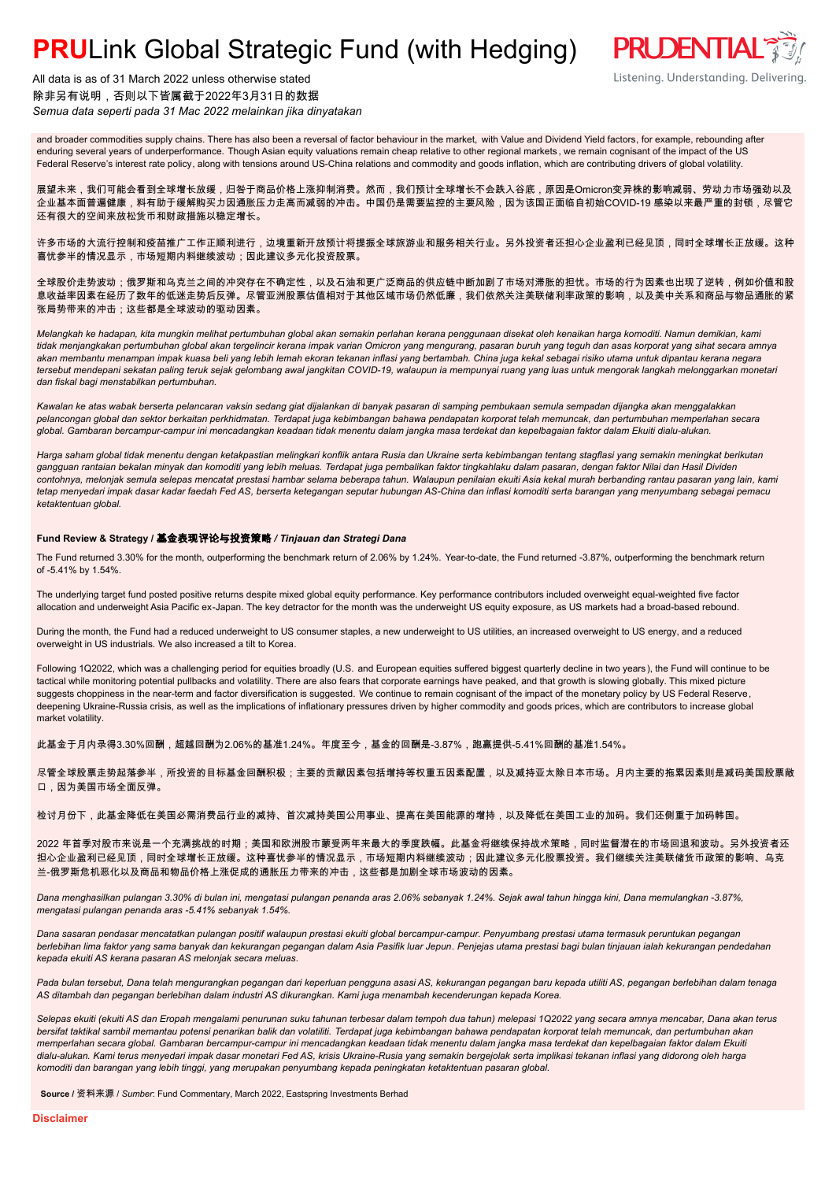and broader commodities supply chains. There has also been a reversal of factor behaviour in the market, with Value and Dividend Yield factors, for example, rebounding after enduring several years of underperformance. Though Asian equity valuations remain cheap relative to other regional markets, we remain cognisant of the impact of the US Federal Reserve's interest rate policy, along with tensions around US-China relations and commodity and goods inflation, which are contributing drivers of global volatility.

展望未来，我们可能会看到全球增长放缓，归咎于商品价格上涨抑制消费。然而，我们预计全球增长不会跌入谷底，原因是Omicron变异株的影响减弱、劳动力市场强劲以及企业基本面普遍健康，料有助于缓解购买力因通胀压力走高而减弱的冲击。中国仍是需要监控的主要风险，因为该国正面临自初始COVID-19 感染以来最严重的封锁，尽管它还有很大的空间来放松货币和财政措施以稳定增长。

许多市场的大流行控制和疫苗推广工作正顺利进行，边境重新开放预计将提振全球旅游业和服务相关行业。另外投资者还担心企业盈利已经见顶，同时全球增长正放缓。这种喜忧参半的情况显示，市场短期内料继续波动；因此建议多元化投资股票。

全球股价走势波动；俄罗斯和乌克兰之间的冲突存在不确定性，以及石油和更广泛商品的供应链中断加剧了市场对滞胀的担忧。市场的行为因素也出现了逆转，例如价值和股息收益率因素在经历了数年的低迷走势后反弹。尽管亚洲股票估值相对于其他区域市场仍然低廉，我们依然关注美联储利率政策的影响，以及美中关系和商品与物品通胀的紧张局势带来的冲击；这些都是全球波动的驱动因素。

*Melangkah ke hadapan, kita mungkin melihat pertumbuhan global akan semakin perlahan kerana penggunaan disekat oleh kenaikan harga komoditi. Namun demikian, kami tidak menjangkakan pertumbuhan global akan tergelincir kerana impak varian Omicron yang mengurang, pasaran buruh yang teguh dan asas korporat yang sihat secara amnya akan membantu menampan impak kuasa beli yang lebih lemah ekoran tekanan inflasi yang bertambah. China juga kekal sebagai risiko utama untuk dipantau kerana negara tersebut mendepani sekatan paling teruk sejak gelombang awal jangkitan COVID-19, walaupun ia mempunyai ruang yang luas untuk mengorak langkah melonggarkan monetari dan fiskal bagi menstabilkan pertumbuhan.*

*Kawalan ke atas wabak berserta pelancaran vaksin sedang giat dijalankan di banyak pasaran di samping pembukaan semula sempadan dijangka akan menggalakkan pelancongan global dan sektor berkaitan perkhidmatan. Terdapat juga kebimbangan bahawa pendapatan korporat telah memuncak, dan pertumbuhan memperlahan secara global. Gambaran bercampur-campur ini mencadangkan keadaan tidak menentu dalam jangka masa terdekat dan kepelbagaian faktor dalam Ekuiti dialu-alukan.*

*Harga saham global tidak menentu dengan ketakpastian melingkari konflik antara Rusia dan Ukraine serta kebimbangan tentang stagflasi yang semakin meningkat berikutan gangguan rantaian bekalan minyak dan komoditi yang lebih meluas. Terdapat juga pembalikan faktor tingkahlaku dalam pasaran, dengan faktor Nilai dan Hasil Dividen contohnya, melonjak semula selepas mencatat prestasi hambar selama beberapa tahun. Walaupun penilaian ekuiti Asia kekal murah berbanding rantau pasaran yang lain, kami tetap menyedari impak dasar kadar faedah Fed AS, berserta ketegangan seputar hubungan AS-China dan inflasi komoditi serta barangan yang menyumbang sebagai pemacu ketaktentuan global.*

### Fund Review & Strategy / 基金表现评论与投资策略 / *Tinjauan dan Strategi Dana*

The Fund returned 3.30% for the month, outperforming the benchmark return of 2.06% by 1.24%. Year-to-date, the Fund returned -3.87%, outperforming the benchmark return of -5.41% by 1.54%.

The underlying target fund posted positive returns despite mixed global equity performance. Key performance contributors included overweight equal-weighted five factor allocation and underweight Asia Pacific ex-Japan. The key detractor for the month was the underweight US equity exposure, as US markets had a broad-based rebound.

During the month, the Fund had a reduced underweight to US consumer staples, a new underweight to US utilities, an increased overweight to US energy, and a reduced overweight in US industrials. We also increased a tilt to Korea.

Following 1Q2022, which was a challenging period for equities broadly (U.S. and European equities suffered biggest quarterly decline in two years), the Fund will continue to be tactical while monitoring potential pullbacks and volatility. There are also fears that corporate earnings have peaked, and that growth is slowing globally. This mixed picture suggests choppiness in the near-term and factor diversification is suggested. We continue to remain cognisant of the impact of the monetary policy by US Federal Reserve, deepening Ukraine-Russia crisis, as well as the implications of inflationary pressures driven by higher commodity and goods prices, which are contributors to increase global market volatility.

此基金于月内录得3.30%回酬，超越回酬为2.06%的基准1.24%。年度至今，基金的回酬是-3.87%，跑赢提供-5.41%回酬的基准1.54%。

尽管全球股票走势起落参半，所投资的目标基金回酬积极；主要的贡献因素包括增持等权重五因素配置，以及减持亚太除日本市场。月内主要的拖累因素则是减码美国股票敞口，因为美国市场全面反弹。

检讨月份下，此基金降低在美国必需消费品行业的减持、首次减持美国公用事业、提高在美国能源的增持，以及降低在美国工业的加码。我们还侧重于加码韩国。

2022 年首季对股市来说是一个充满挑战的时期；美国和欧洲股市蒙受两年来最大的季度跌幅。此基金将继续保持战术策略，同时监督潜在的市场回退和波动。另外投资者还担心企业盈利已经见顶，同时全球增长正放缓。这种喜忧参半的情况显示，市场短期内料继续波动；因此建议多元化股票投资。我们继续关注美联储货币政策的影响、乌克兰-俄罗斯危机恶化以及商品和物品价格上涨促成的通胀压力带来的冲击，这些都是加剧全球市场波动的因素。

*Dana menghasilkan pulangan 3.30% di bulan ini, mengatasi pulangan penanda aras 2.06% sebanyak 1.24%. Sejak awal tahun hingga kini, Dana memulangkan -3.87%, mengatasi pulangan penanda aras -5.41% sebanyak 1.54%.*

*Dana sasaran pendasar mencatatkan pulangan positif walaupun prestasi ekuiti global bercampur-campur. Penyumbang prestasi utama termasuk peruntukan pegangan berlebihan lima faktor yang sama banyak dan kekurangan pegangan dalam Asia Pasifik luar Jepun. Penjejas utama prestasi bagi bulan tinjauan ialah kekurangan pendedahan kepada ekuiti AS kerana pasaran AS melonjak secara meluas.*

*Pada bulan tersebut, Dana telah mengurangkan pegangan dari keperluan pengguna asasi AS, kekurangan pegangan baru kepada utiliti AS, pegangan berlebihan dalam tenaga AS ditambah dan pegangan berlebihan dalam industri AS dikurangkan. Kami juga menambah kecenderungan kepada Korea.*

*Selepas ekuiti (ekuiti AS dan Eropah mengalami penurunan suku tahunan terbesar dalam tempoh dua tahun) melepasi 1Q2022 yang secara amnya mencabar, Dana akan terus bersifat taktikal sambil memantau potensi penarikan balik dan volatiliti. Terdapat juga kebimbangan bahawa pendapatan korporat telah memuncak, dan pertumbuhan akan memperlahan secara global. Gambaran bercampur-campur ini mencadangkan keadaan tidak menentu dalam jangka masa terdekat dan kepelbagaian faktor dalam Ekuiti dialu-alukan. Kami terus menyedari impak dasar monetari Fed AS, krisis Ukraine-Rusia yang semakin bergejolak serta implikasi tekanan inflasi yang didorong oleh harga komoditi dan barangan yang lebih tinggi, yang merupakan penyumbang kepada peningkatan ketaktentuan pasaran global.*

**Source** / 资料来源 / *Sumber*: Fund Commentary, March 2022, Eastspring Investments Berhad

**Disclaimer**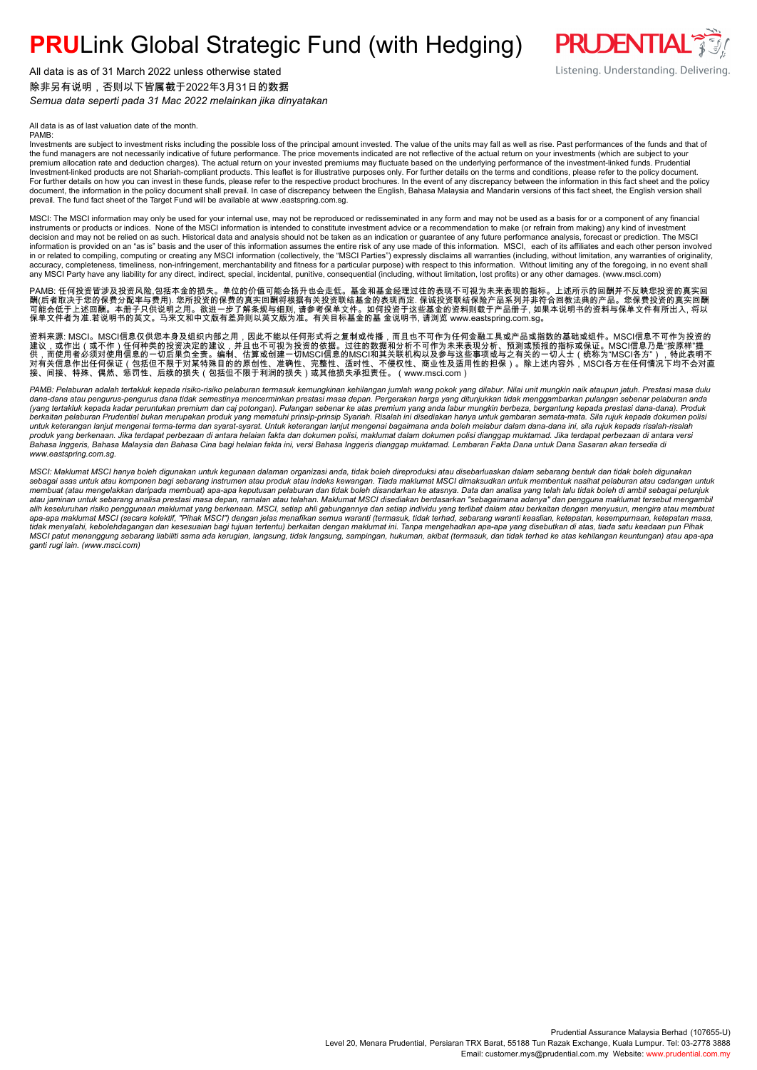# **PRU**Link Global Strategic Fund (with Hedging)

All data is as of 31 March 2022 unless otherwise stated

除非另有说明，否则以下皆属截于2022年3月31日的数据

*Semua data seperti pada 31 Mac 2022 melainkan jika dinyatakan*

All data is as of last valuation date of the month.

PAMB:

Investments are subject to investment risks including the possible loss of the principal amount invested. The value of the units may fall as well as rise. Past performances of the funds and that of the fund managers are not necessarily indicative of future performance. The price movements indicated are not reflective of the actual return on your investments (which are subject to your premium allocation rate and deduction charges). The actual return on your invested premiums may fluctuate based on the underlying performance of the investment-linked funds. Prudential Investment-linked products are not Shariah-compliant products. This leaflet is for illustrative purposes only. For further details on the terms and conditions, please refer to the policy document. For further details on how you can invest in these funds, please refer to the respective product brochures. In the event of any discrepancy between the information in this fact sheet and the policy document, the information in the policy document shall prevail. In case of discrepancy between the English, Bahasa Malaysia and Mandarin versions of this fact sheet, the English version shall prevail. The fund fact sheet of the Target Fund will be available at www .eastspring.com.sg.

MSCI: The MSCI information may only be used for your internal use, may not be reproduced or redisseminated in any form and may not be used as a basis for or a component of any financial instruments or products or indices. None of the MSCI information is intended to constitute investment advice or a recommendation to make (or refrain from making) any kind of investment decision and may not be relied on as such. Historical data and analysis should not be taken as an indication or guarantee of any future performance analysis, forecast or prediction. The MSCI information is provided on an "as is" basis and the user of this information assumes the entire risk of any use made of this information. MSCI, each of its affiliates and each other person involved in or related to compiling, computing or creating any MSCI information (collectively, the "MSCI Parties") expressly disclaims all warranties (including, without limitation, any warranties of originality, accuracy, completeness, timeliness, non-infringement, merchantability and fitness for a particular purpose) with respect to this information. Without limiting any of the foregoing, in no event shall any MSCI Party have any liability for any direct, indirect, special, incidental, punitive, consequential (including, without limitation, lost profits) or any other damages. (www.msci.com)

PAMB: 任何投资皆涉及投资风险,包括本金的损失。单位的价值可能会扬升也会走低。基金和基金经理过往的表现不可视为未来表现的指标。上述所示的回酬并不反映您投资的真实回酬(后者取决于您的保费分配率与费用). 您所投资的保费的真实回酬将根据有关投资联结基金的表现而定. 保诚投资联结保险产品系列并非符合回教法典的产品。您保费投资的真实回酬可能会低于上述回酬。本册子只供说明之用。欲进一步了解条规与细则, 请参考保单文件。如何投资于这些基金的资料则载于产品册子, 如果本说明书的资料与保单文件有所出入, 将以保单文件者为准.若说明书的英文。马来文和中文版有差异则以英文版为准。有关目标基金的基 金说明书, 请浏览 www.eastspring.com.sg。

资料来源: MSCI。MSCI信息仅供您本身及组织内部之用，因此不能以任何形式将之复制或传播，而且也不可作为任何金融工具或产品或指数的基础或组件。MSCI信息不可作为投资的建议，或作出（或不作）任何种类的投资决定的建议，并且也不可视为投资的依据。过往的数据和分析不可作为未来表现分析、预测或预报的指标或保证。MSCI信息乃是"按原样"提供，而使用者必须对使用信息的一切后果负全责。编制、估算或创建一切MSCI信息的MSCI和其关联机构以及参与这些事项或与之有关的一切人士（统称为"MSCI各方"），特此表明不对有关信息作出任何保证（包括但不限于对某特殊目的的原创性、准确性、完整性、适时性、不侵权性、商业性及适用性的担保）。除上述内容外，MSCI各方在任何情况下均不会对直接、间接、特殊、偶然、惩罚性、后续的损失（包括但不限于利润的损失）或其他损失承担责任。（www.msci.com）

*PAMB: Pelaburan adalah tertakluk kepada risiko-risiko pelaburan termasuk kemungkinan kehilangan jumlah wang pokok yang dilabur. Nilai unit mungkin naik ataupun jatuh. Prestasi masa dulu dana-dana atau pengurus-pengurus dana tidak semestinya mencerminkan prestasi masa depan. Pergerakan harga yang ditunjukkan tidak menggambarkan pulangan sebenar pelaburan anda (yang tertakluk kepada kadar peruntukan premium dan caj potongan). Pulangan sebenar ke atas premium yang anda labur mungkin berbeza, bergantung kepada prestasi dana-dana). Produk berkaitan pelaburan Prudential bukan merupakan produk yang mematuhi prinsip-prinsip Syariah. Risalah ini disediakan hanya untuk gambaran semata-mata. Sila rujuk kepada dokumen polisi untuk keterangan lanjut mengenai terma-terma dan syarat-syarat. Untuk keterangan lanjut mengenai bagaimana anda boleh melabur dalam dana-dana ini, sila rujuk kepada risalah-risalah produk yang berkenaan. Jika terdapat perbezaan di antara helaian fakta dan dokumen polisi, maklumat dalam dokumen polisi dianggap muktamad. Jika terdapat perbezaan di antara versi Bahasa Inggeris, Bahasa Malaysia dan Bahasa Cina bagi helaian fakta ini, versi Bahasa Inggeris dianggap muktamad. Lembaran Fakta Dana untuk Dana Sasaran akan tersedia di www.eastspring.com.sg.*

*MSCI: Maklumat MSCI hanya boleh digunakan untuk kegunaan dalaman organizasi anda, tidak boleh direproduksi atau disebarluaskan dalam sebarang bentuk dan tidak boleh digunakan sebagai asas untuk atau komponen bagi sebarang instrumen atau produk atau indeks kewangan. Tiada maklumat MSCI dimaksudkan untuk membentuk nasihat pelaburan atau cadangan untuk membuat (atau mengelakkan daripada membuat) apa-apa keputusan pelaburan dan tidak boleh disandarkan ke atasnya. Data dan analisa yang telah lalu tidak boleh di ambil sebagai petunjuk atau jaminan untuk sebarang analisa prestasi masa depan, ramalan atau telahan. Maklumat MSCI disediakan berdasarkan "sebagaimana adanya" dan pengguna maklumat tersebut mengambil alih keseluruhan risiko penggunaan maklumat yang berkenaan. MSCI, setiap ahli gabungannya dan setiap individu yang terlibat dalam atau berkaitan dengan menyusun, mengira atau membuat apa-apa maklumat MSCI (secara kolektif, "Pihak MSCI") dengan jelas menafikan semua waranti (termasuk, tidak terhad, sebarang waranti keaslian, ketepatan, kesempurnaan, ketepatan masa, tidak menyalahi, kebolehdagangan dan kesesuaian bagi tujuan tertentu) berkaitan dengan maklumat ini. Tanpa mengehadkan apa-apa yang disebutkan di atas, tiada satu keadaan pun Pihak MSCI patut menanggung sebarang liabiliti sama ada kerugian, langsung, tidak langsung, sampingan, hukuman, akibat (termasuk, dan tidak terhad ke atas kehilangan keuntungan) atau apa-apa ganti rugi lain. (www.msci.com)*

Prudential Assurance Malaysia Berhad (107655-U)
Level 20, Menara Prudential, Persiaran TRX Barat, 55188 Tun Razak Exchange, Kuala Lumpur. Tel: 03-2778 3888
Email: customer.mys@prudential.com.my Website: www.prudential.com.my